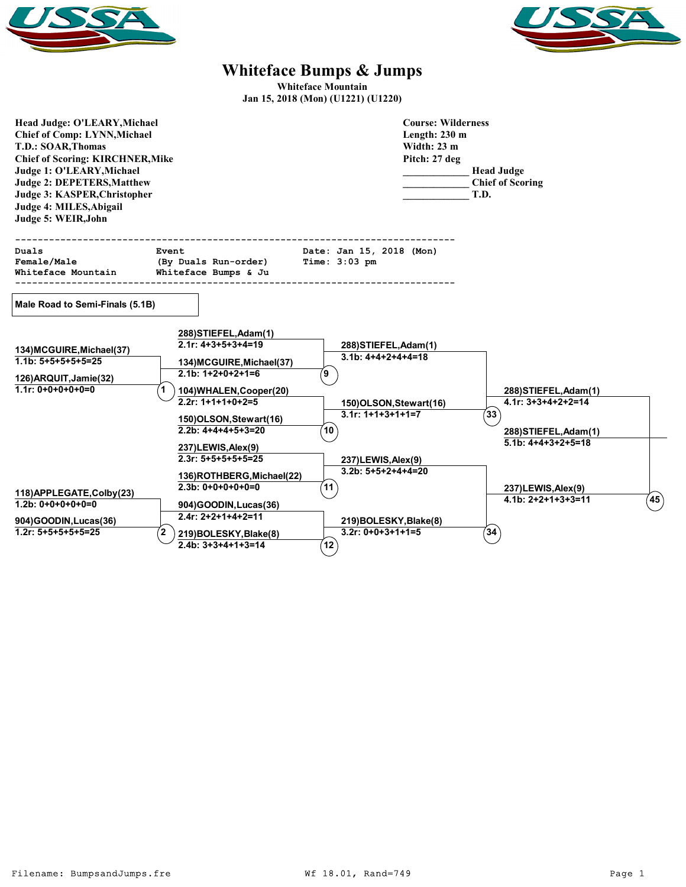# Whiteface Bumps & Jumps

**Whiteface Mountain**
**Jan 15, 2018 (Mon) (U1221) (U1220)**

**Head Judge: O'LEARY,Michael**
**Chief of Comp: LYNN,Michael**
**T.D.: SOAR,Thomas**
**Chief of Scoring: KIRCHNER,Mike**
**Judge 1: O'LEARY,Michael**
**Judge 2: DEPETERS,Matthew**
**Judge 3: KASPER,Christopher**
**Judge 4: MILES,Abigail**
**Judge 5: WEIR,John**

**Course: Wilderness**
**Length: 230 m**
**Width: 23 m**
**Pitch: 27 deg**
____________ **Head Judge**
____________ **Chief of Scoring**
____________ **T.D.**

```
----------------------------------------------------------------------------
Duals                Event                   Date: Jan 15, 2018 (Mon)
Female/Male          (By Duals Run-order)    Time: 3:03 pm
Whiteface Mountain   Whiteface Bumps & Ju
----------------------------------------------------------------------------
```

**Male Road to Semi-Finals (5.1B)**

| Round 1 | Round 2 | Round 3 | Round 4 | Round 5 |
|---|---|---|---|---|
| **Heat 1:** 134)MCGUIRE,Michael(37) 1.1b: 5+5+5+5+5=25; 126)ARQUIT,Jamie(32) 1.1r: 0+0+0+0+0=0 | **Heat 9:** 288)STIEFEL,Adam(1) 2.1r: 4+3+5+3+4=19; 134)MCGUIRE,Michael(37) 2.1b: 1+2+0+2+1=6 | **Heat 33:** 288)STIEFEL,Adam(1) 3.1b: 4+4+2+4+4=18; 150)OLSON,Stewart(16) 3.1r: 1+1+3+1+1=7 | **Heat 45:** 288)STIEFEL,Adam(1) 4.1r: 3+3+4+2+2=14; 237)LEWIS,Alex(9) 4.1b: 2+2+1+3+3=11 | 288)STIEFEL,Adam(1) 5.1b: 4+4+3+2+5=18 |
| | **Heat 10:** 104)WHALEN,Cooper(20) 2.2r: 1+1+1+0+2=5; 150)OLSON,Stewart(16) 2.2b: 4+4+4+5+3=20 | | | |
| | **Heat 11:** 237)LEWIS,Alex(9) 2.3r: 5+5+5+5+5=25; 136)ROTHBERG,Michael(22) 2.3b: 0+0+0+0+0=0 | **Heat 34:** 237)LEWIS,Alex(9) 3.2b: 5+5+2+4+4=20; 219)BOLESKY,Blake(8) 3.2r: 0+0+3+1+1=5 | | |
| **Heat 2:** 118)APPLEGATE,Colby(23) 1.2b: 0+0+0+0+0=0; 904)GOODIN,Lucas(36) 1.2r: 5+5+5+5+5=25 | **Heat 12:** 904)GOODIN,Lucas(36) 2.4r: 2+2+1+4+2=11; 219)BOLESKY,Blake(8) 2.4b: 3+3+4+1+3=14 | | | |

Filename: BumpsandJumps.fre    Wf 18.01, Rand=749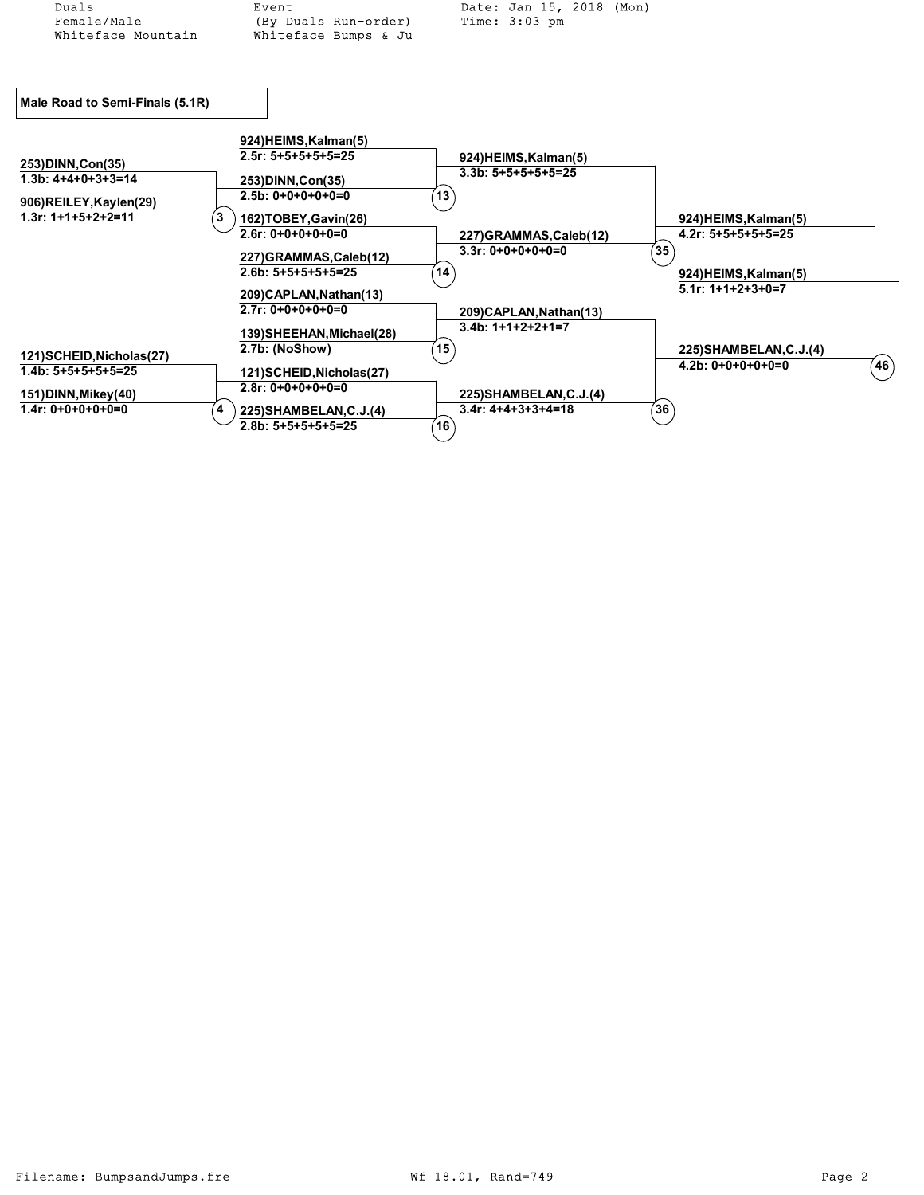Duals
Female/Male
Whiteface Mountain

Event
(By Duals Run-order)
Whiteface Bumps & Ju

Date: Jan 15, 2018 (Mon)
Time: 3:03 pm

**Male Road to Semi-Finals (5.1R)**

### Round 1

**Heat 3**
- 253)DINN,Con(35) — 1.3b: 4+4+0+3+3=14
- 906)REILEY,Kaylen(29) — 1.3r: 1+1+5+2+2=11

**Heat 4**
- 121)SCHEID,Nicholas(27) — 1.4b: 5+5+5+5+5=25
- 151)DINN,Mikey(40) — 1.4r: 0+0+0+0+0=0

### Round 2

**Heat 13**
- 924)HEIMS,Kalman(5) — 2.5r: 5+5+5+5+5=25
- 253)DINN,Con(35) — 2.5b: 0+0+0+0+0=0

**Heat 14**
- 162)TOBEY,Gavin(26) — 2.6r: 0+0+0+0+0=0
- 227)GRAMMAS,Caleb(12) — 2.6b: 5+5+5+5+5=25

**Heat 15**
- 209)CAPLAN,Nathan(13) — 2.7r: 0+0+0+0+0=0
- 139)SHEEHAN,Michael(28) — 2.7b: (NoShow)

**Heat 16**
- 121)SCHEID,Nicholas(27) — 2.8r: 0+0+0+0+0=0
- 225)SHAMBELAN,C.J.(4) — 2.8b: 5+5+5+5+5=25

### Round 3

**Heat 35**
- 924)HEIMS,Kalman(5) — 3.3b: 5+5+5+5+5=25
- 227)GRAMMAS,Caleb(12) — 3.3r: 0+0+0+0+0=0

**Heat 36**
- 209)CAPLAN,Nathan(13) — 3.4b: 1+1+2+2+1=7
- 225)SHAMBELAN,C.J.(4) — 3.4r: 4+4+3+3+4=18

### Round 4

**Heat 46**
- 924)HEIMS,Kalman(5) — 4.2r: 5+5+5+5+5=25
- 225)SHAMBELAN,C.J.(4) — 4.2b: 0+0+0+0+0=0

### Winner

- 924)HEIMS,Kalman(5) — 5.1r: 1+1+2+3+0=7

Filename: BumpsandJumps.fre    Wf 18.01, Rand=749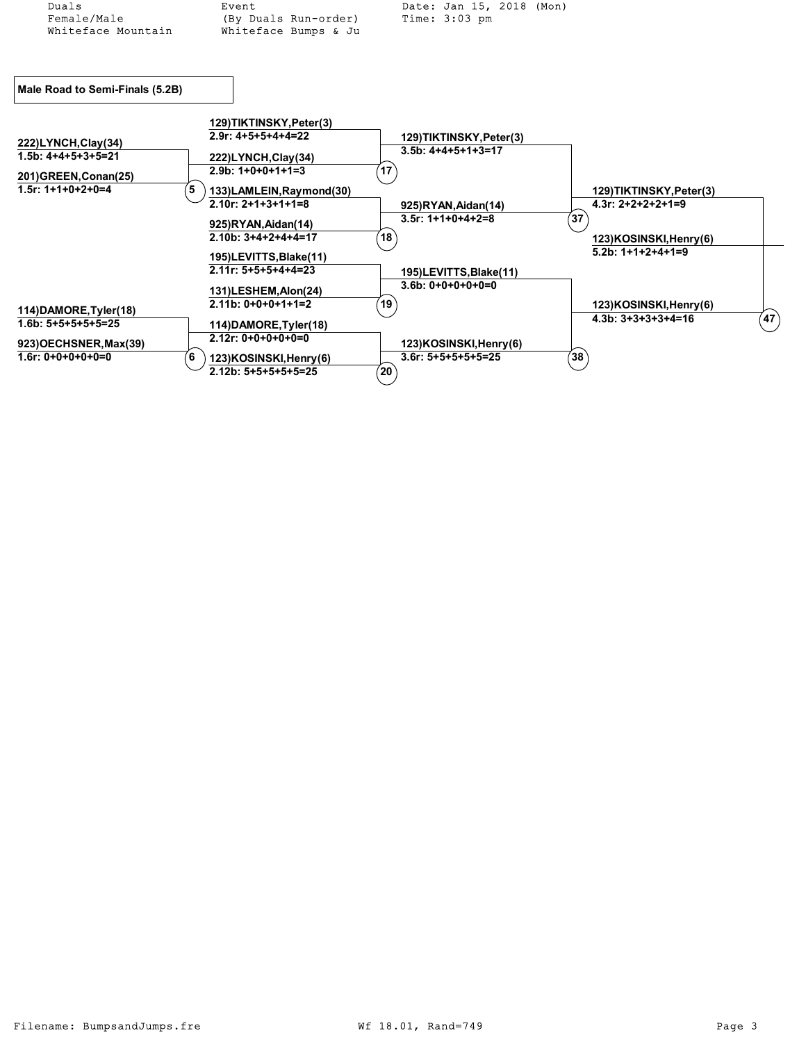Duals | Event | Date: Jan 15, 2018 (Mon)
Female/Male | (By Duals Run-order) | Time: 3:03 pm
Whiteface Mountain | Whiteface Bumps & Ju |

## Male Road to Semi-Finals (5.2B)

| Round 1 | Round 2 | Round 3 | Round 4 | Final |
|---|---|---|---|---|
| 222)LYNCH,Clay(34) 1.5b: 4+4+5+3+5=21 | 129)TIKTINSKY,Peter(3) 2.9r: 4+5+5+4+4=22 | 129)TIKTINSKY,Peter(3) 3.5b: 4+4+5+1+3=17 | 129)TIKTINSKY,Peter(3) 4.3r: 2+2+2+2+1=9 | 123)KOSINSKI,Henry(6) 5.2b: 1+1+2+4+1=9 |
| 201)GREEN,Conan(25) 1.5r: 1+1+0+2+0=4 (5) | 222)LYNCH,Clay(34) 2.9b: 1+0+0+1+1=3 (17) | | | |
| | 133)LAMLEIN,Raymond(30) 2.10r: 2+1+3+1+1=8 | 925)RYAN,Aidan(14) 3.5r: 1+1+0+4+2=8 (37) | | |
| | 925)RYAN,Aidan(14) 2.10b: 3+4+2+4+4=17 (18) | | | |
| | 195)LEVITTS,Blake(11) 2.11r: 5+5+5+4+4=23 | 195)LEVITTS,Blake(11) 3.6b: 0+0+0+0+0=0 | 123)KOSINSKI,Henry(6) 4.3b: 3+3+3+3+4=16 (47) | |
| | 131)LESHEM,Alon(24) 2.11b: 0+0+0+1+1=2 (19) | | | |
| 114)DAMORE,Tyler(18) 1.6b: 5+5+5+5+5=25 | 114)DAMORE,Tyler(18) 2.12r: 0+0+0+0+0=0 | 123)KOSINSKI,Henry(6) 3.6r: 5+5+5+5+5=25 (38) | | |
| 923)OECHSNER,Max(39) 1.6r: 0+0+0+0+0=0 (6) | 123)KOSINSKI,Henry(6) 2.12b: 5+5+5+5+5=25 (20) | | | |

Filename: BumpsandJumps.fre | Wf 18.01, Rand=749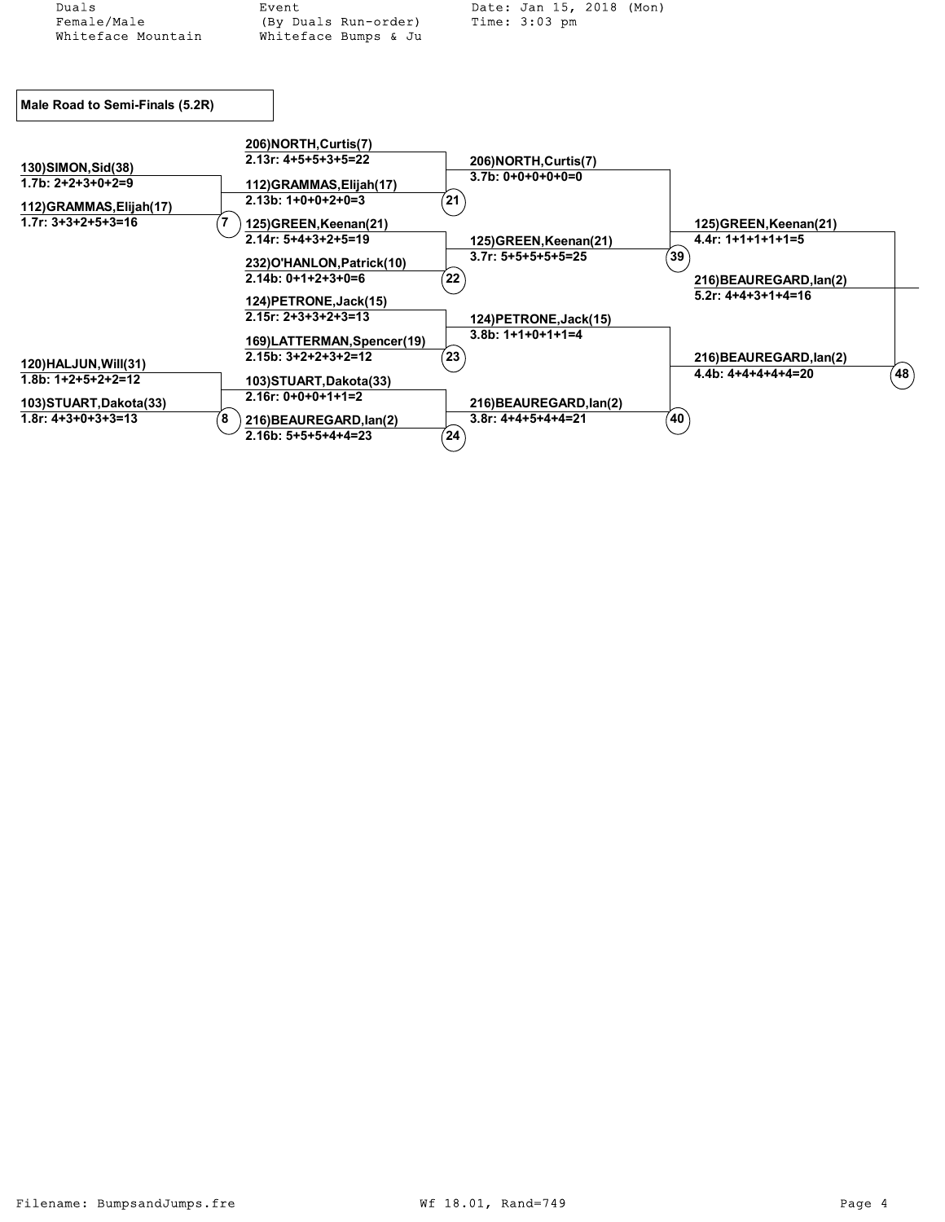Duals
Female/Male
Whiteface Mountain

Event
(By Duals Run-order)
Whiteface Bumps & Ju

Date: Jan 15, 2018 (Mon)
Time: 3:03 pm

## Male Road to Semi-Finals (5.2R)

| Round 1 | Round 2 | Round 3 | Round 4 | Semi-Final Seed |
|---|---|---|---|---|
| 130)SIMON,Sid(38) 1.7b: 2+2+3+0+2=9 | 206)NORTH,Curtis(7) 2.13r: 4+5+5+3+5=22 | 206)NORTH,Curtis(7) 3.7b: 0+0+0+0+0=0 | 125)GREEN,Keenan(21) 4.4r: 1+1+1+1+1=5 | 216)BEAUREGARD,Ian(2) 5.2r: 4+4+3+1+4=16 |
| 112)GRAMMAS,Elijah(17) 1.7r: 3+3+2+5+3=16 (7) | 112)GRAMMAS,Elijah(17) 2.13b: 1+0+0+2+0=3 (21) | 125)GREEN,Keenan(21) 3.7r: 5+5+5+5+5=25 (39) | 216)BEAUREGARD,Ian(2) 4.4b: 4+4+4+4+4=20 (48) | |
| | 125)GREEN,Keenan(21) 2.14r: 5+4+3+2+5=19 | 124)PETRONE,Jack(15) 3.8b: 1+1+0+1+1=4 | | |
| | 232)O'HANLON,Patrick(10) 2.14b: 0+1+2+3+0=6 (22) | 216)BEAUREGARD,Ian(2) 3.8r: 4+4+5+4+4=21 (40) | | |
| | 124)PETRONE,Jack(15) 2.15r: 2+3+3+2+3=13 | | | |
| | 169)LATTERMAN,Spencer(19) 2.15b: 3+2+2+3+2=12 (23) | | | |
| 120)HALJUN,Will(31) 1.8b: 1+2+5+2+2=12 | 103)STUART,Dakota(33) 2.16r: 0+0+0+1+1=2 | | | |
| 103)STUART,Dakota(33) 1.8r: 4+3+0+3+3=13 (8) | 216)BEAUREGARD,Ian(2) 2.16b: 5+5+5+4+4=23 (24) | | | |

Filename: BumpsandJumps.fre    Wf 18.01, Rand=749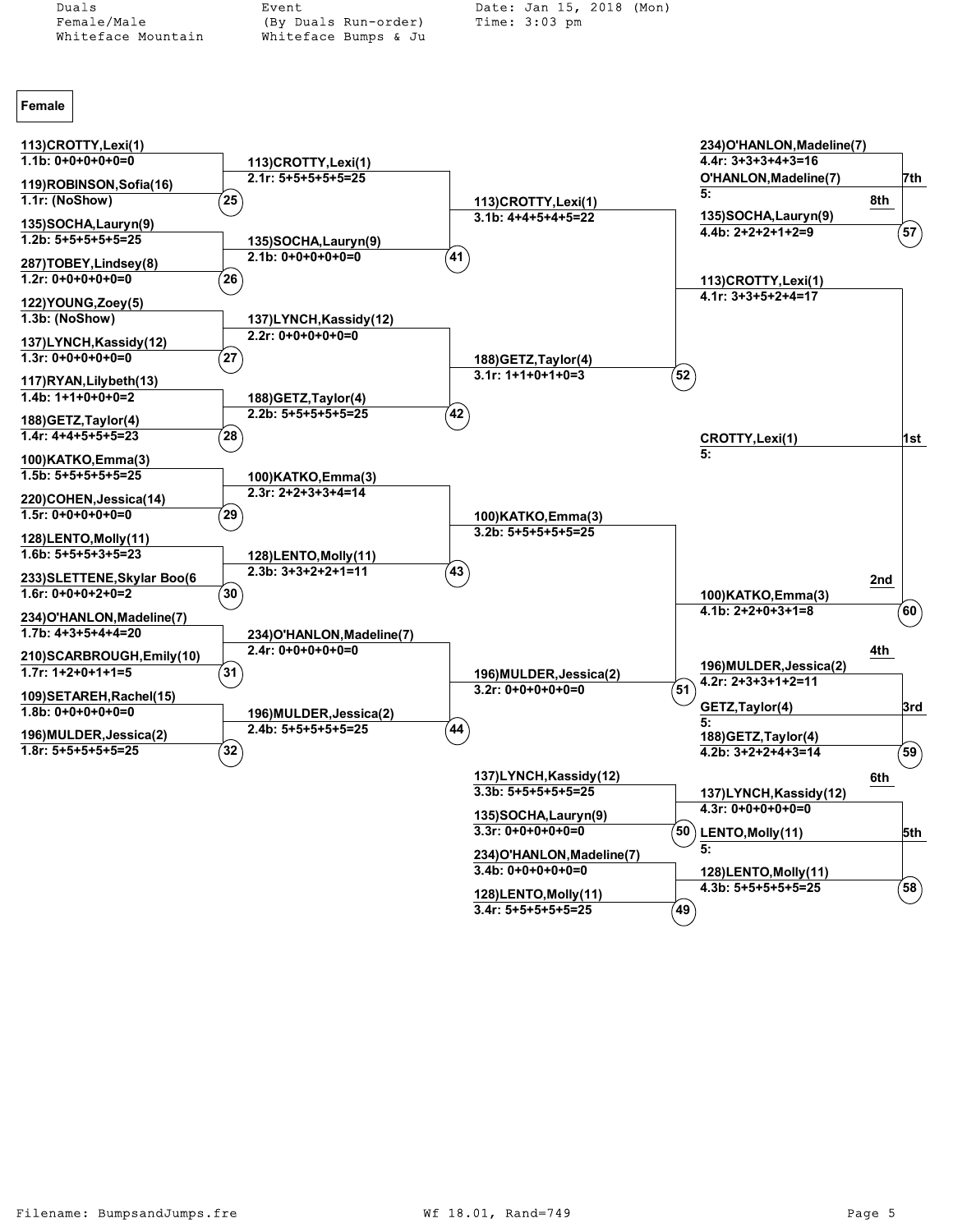Duals	Event	Date: Jan 15, 2018 (Mon)
Female/Male	(By Duals Run-order)	Time: 3:03 pm
Whiteface Mountain	Whiteface Bumps & Ju

## Female

### Round 1

| Heat | Competitor | Run | Score |
|---|---|---|---|
| 25 | 113)CROTTY,Lexi(1) | 1.1b | 0+0+0+0+0=0 |
| | 119)ROBINSON,Sofia(16) | 1.1r | (NoShow) |
| 26 | 135)SOCHA,Lauryn(9) | 1.2b | 5+5+5+5+5=25 |
| | 287)TOBEY,Lindsey(8) | 1.2r | 0+0+0+0+0=0 |
| 27 | 122)YOUNG,Zoey(5) | 1.3b | (NoShow) |
| | 137)LYNCH,Kassidy(12) | 1.3r | 0+0+0+0+0=0 |
| 28 | 117)RYAN,Lilybeth(13) | 1.4b | 1+1+0+0+0=2 |
| | 188)GETZ,Taylor(4) | 1.4r | 4+4+5+5+5=23 |
| 29 | 100)KATKO,Emma(3) | 1.5b | 5+5+5+5+5=25 |
| | 220)COHEN,Jessica(14) | 1.5r | 0+0+0+0+0=0 |
| 30 | 128)LENTO,Molly(11) | 1.6b | 5+5+5+3+5=23 |
| | 233)SLETTENE,Skylar Boo(6 | 1.6r | 0+0+0+2+0=2 |
| 31 | 234)O'HANLON,Madeline(7) | 1.7b | 4+3+5+4+4=20 |
| | 210)SCARBROUGH,Emily(10) | 1.7r | 1+2+0+1+1=5 |
| 32 | 109)SETAREH,Rachel(15) | 1.8b | 0+0+0+0+0=0 |
| | 196)MULDER,Jessica(2) | 1.8r | 5+5+5+5+5=25 |

### Round 2

| Heat | Competitor | Run | Score |
|---|---|---|---|
| 41 | 113)CROTTY,Lexi(1) | 2.1r | 5+5+5+5+5=25 |
| | 135)SOCHA,Lauryn(9) | 2.1b | 0+0+0+0+0=0 |
| 42 | 137)LYNCH,Kassidy(12) | 2.2r | 0+0+0+0+0=0 |
| | 188)GETZ,Taylor(4) | 2.2b | 5+5+5+5+5=25 |
| 43 | 100)KATKO,Emma(3) | 2.3r | 2+2+3+3+4=14 |
| | 128)LENTO,Molly(11) | 2.3b | 3+3+2+2+1=11 |
| 44 | 234)O'HANLON,Madeline(7) | 2.4r | 0+0+0+0+0=0 |
| | 196)MULDER,Jessica(2) | 2.4b | 5+5+5+5+5=25 |

### Round 3

| Heat | Competitor | Run | Score |
|---|---|---|---|
| 52 | 113)CROTTY,Lexi(1) | 3.1b | 4+4+5+4+5=22 |
| | 188)GETZ,Taylor(4) | 3.1r | 1+1+0+1+0=3 |
| 51 | 100)KATKO,Emma(3) | 3.2b | 5+5+5+5+5=25 |
| | 196)MULDER,Jessica(2) | 3.2r | 0+0+0+0+0=0 |
| 50 | 137)LYNCH,Kassidy(12) | 3.3b | 5+5+5+5+5=25 |
| | 135)SOCHA,Lauryn(9) | 3.3r | 0+0+0+0+0=0 |
| 49 | 234)O'HANLON,Madeline(7) | 3.4b | 0+0+0+0+0=0 |
| | 128)LENTO,Molly(11) | 3.4r | 5+5+5+5+5=25 |

### Finals

| Heat | Competitor | Run | Score |
|---|---|---|---|
| 57 | 234)O'HANLON,Madeline(7) | 4.4r | 3+3+3+4+3=16 |
| | 135)SOCHA,Lauryn(9) | 4.4b | 2+2+2+1+2=9 |
| 60 | 113)CROTTY,Lexi(1) | 4.1r | 3+3+5+2+4=17 |
| | 100)KATKO,Emma(3) | 4.1b | 2+2+0+3+1=8 |
| 59 | 196)MULDER,Jessica(2) | 4.2r | 2+3+3+1+2=11 |
| | 188)GETZ,Taylor(4) | 4.2b | 3+2+2+4+3=14 |
| 58 | 137)LYNCH,Kassidy(12) | 4.3r | 0+0+0+0+0=0 |
| | 128)LENTO,Molly(11) | 4.3b | 5+5+5+5+5=25 |

### Final Placings

| Place | Competitor |
|---|---|
| 1st | CROTTY,Lexi(1) 5: |
| 2nd | 100)KATKO,Emma(3) |
| 3rd | GETZ,Taylor(4) 5: |
| 4th | 196)MULDER,Jessica(2) |
| 5th | LENTO,Molly(11) 5: |
| 6th | 137)LYNCH,Kassidy(12) |
| 7th | O'HANLON,Madeline(7) 5: |
| 8th | 135)SOCHA,Lauryn(9) |

Filename: BumpsandJumps.fre	Wf 18.01, Rand=749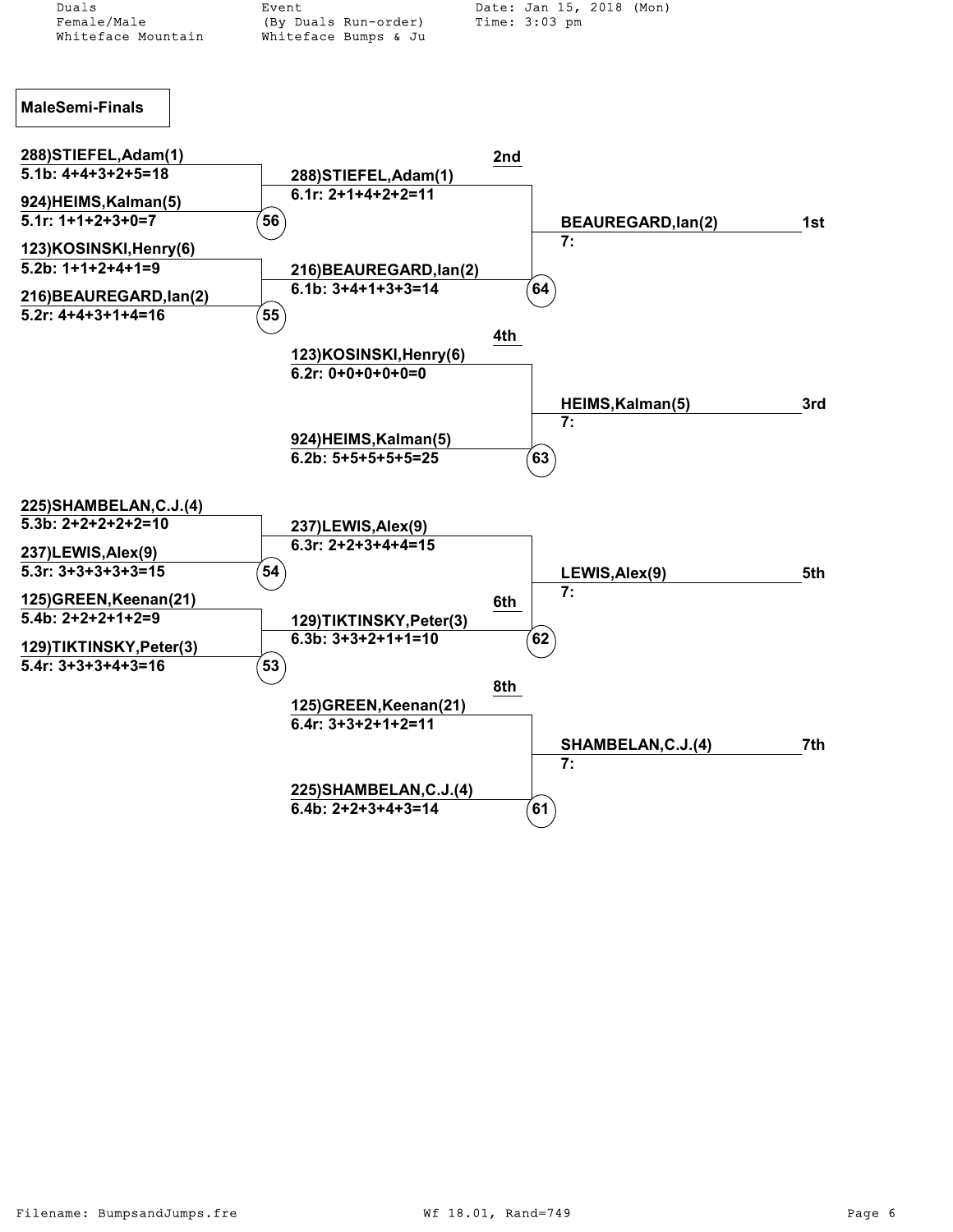Duals
Female/Male
Whiteface Mountain

Event
(By Duals Run-order)
Whiteface Bumps & Ju

Date: Jan 15, 2018 (Mon)
Time: 3:03 pm

## MaleSemi-Finals

288)STIEFEL,Adam(1)
5.1b: 4+4+3+2+5=18

924)HEIMS,Kalman(5)
5.1r: 1+1+2+3+0=7

(56)

123)KOSINSKI,Henry(6)
5.2b: 1+1+2+4+1=9

216)BEAUREGARD,Ian(2)
5.2r: 4+4+3+1+4=16

(55)

2nd

288)STIEFEL,Adam(1)
6.1r: 2+1+4+2+2=11

216)BEAUREGARD,Ian(2)
6.1b: 3+4+1+3+3=14

(64)

BEAUREGARD,Ian(2) 1st
7:

4th

123)KOSINSKI,Henry(6)
6.2r: 0+0+0+0+0=0

924)HEIMS,Kalman(5)
6.2b: 5+5+5+5+5=25

(63)

HEIMS,Kalman(5) 3rd
7:

225)SHAMBELAN,C.J.(4)
5.3b: 2+2+2+2+2=10

237)LEWIS,Alex(9)
5.3r: 3+3+3+3+3=15

(54)

125)GREEN,Keenan(21)
5.4b: 2+2+2+1+2=9

129)TIKTINSKY,Peter(3)
5.4r: 3+3+3+4+3=16

(53)

237)LEWIS,Alex(9)
6.3r: 2+2+3+4+4=15

6th

129)TIKTINSKY,Peter(3)
6.3b: 3+3+2+1+1=10

(62)

LEWIS,Alex(9) 5th
7:

8th

125)GREEN,Keenan(21)
6.4r: 3+3+2+1+2=11

225)SHAMBELAN,C.J.(4)
6.4b: 2+2+3+4+3=14

(61)

SHAMBELAN,C.J.(4) 7th
7:

Filename: BumpsandJumps.fre Wf 18.01, Rand=749